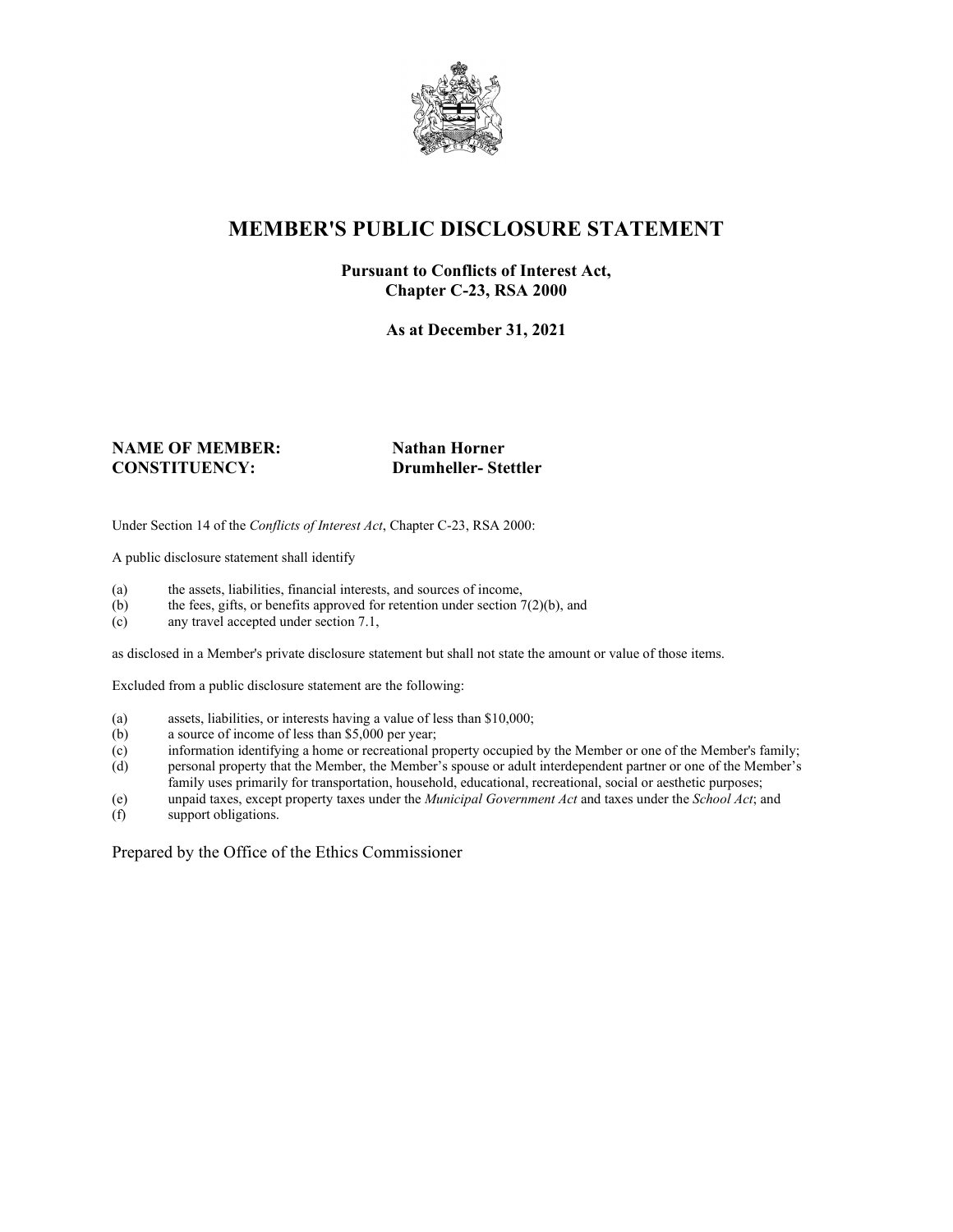# MEMBER'S PUBLIC DISCLOSURE STATEMENT

**Pursuant to Conflicts of Interest Act, Chapter C-23, RSA 2000**

**As at December 31, 2021**

**NAME OF MEMBER:** **Nathan Horner**
**CONSTITUENCY:** **Drumheller- Stettler**

Under Section 14 of the *Conflicts of Interest Act*, Chapter C-23, RSA 2000:

A public disclosure statement shall identify

(a) the assets, liabilities, financial interests, and sources of income,
(b) the fees, gifts, or benefits approved for retention under section 7(2)(b), and
(c) any travel accepted under section 7.1,

as disclosed in a Member's private disclosure statement but shall not state the amount or value of those items.

Excluded from a public disclosure statement are the following:

(a) assets, liabilities, or interests having a value of less than $10,000;
(b) a source of income of less than $5,000 per year;
(c) information identifying a home or recreational property occupied by the Member or one of the Member's family;
(d) personal property that the Member, the Member's spouse or adult interdependent partner or one of the Member's family uses primarily for transportation, household, educational, recreational, social or aesthetic purposes;
(e) unpaid taxes, except property taxes under the *Municipal Government Act* and taxes under the *School Act*; and
(f) support obligations.

Prepared by the Office of the Ethics Commissioner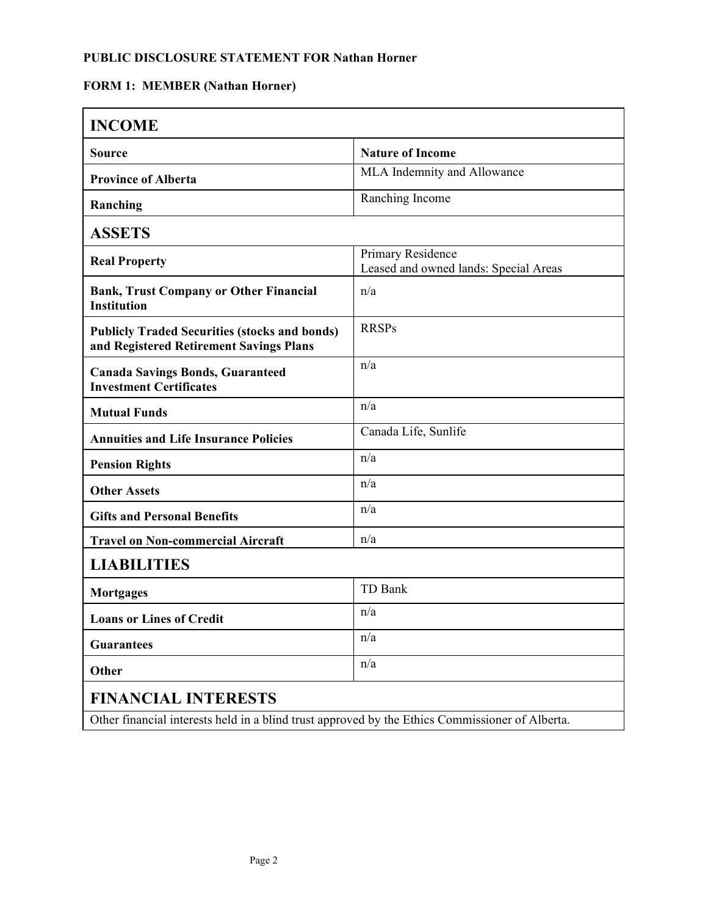**PUBLIC DISCLOSURE STATEMENT FOR Nathan Horner**

**FORM 1: MEMBER (Nathan Horner)**

| **INCOME** | |
|---|---|
| **Source** | **Nature of Income** |
| **Province of Alberta** | MLA Indemnity and Allowance |
| **Ranching** | Ranching Income |
| **ASSETS** | |
| **Real Property** | Primary Residence<br>Leased and owned lands: Special Areas |
| **Bank, Trust Company or Other Financial Institution** | n/a |
| **Publicly Traded Securities (stocks and bonds) and Registered Retirement Savings Plans** | RRSPs |
| **Canada Savings Bonds, Guaranteed Investment Certificates** | n/a |
| **Mutual Funds** | n/a |
| **Annuities and Life Insurance Policies** | Canada Life, Sunlife |
| **Pension Rights** | n/a |
| **Other Assets** | n/a |
| **Gifts and Personal Benefits** | n/a |
| **Travel on Non-commercial Aircraft** | n/a |
| **LIABILITIES** | |
| **Mortgages** | TD Bank |
| **Loans or Lines of Credit** | n/a |
| **Guarantees** | n/a |
| **Other** | n/a |
| **FINANCIAL INTERESTS** | |
| Other financial interests held in a blind trust approved by the Ethics Commissioner of Alberta. | |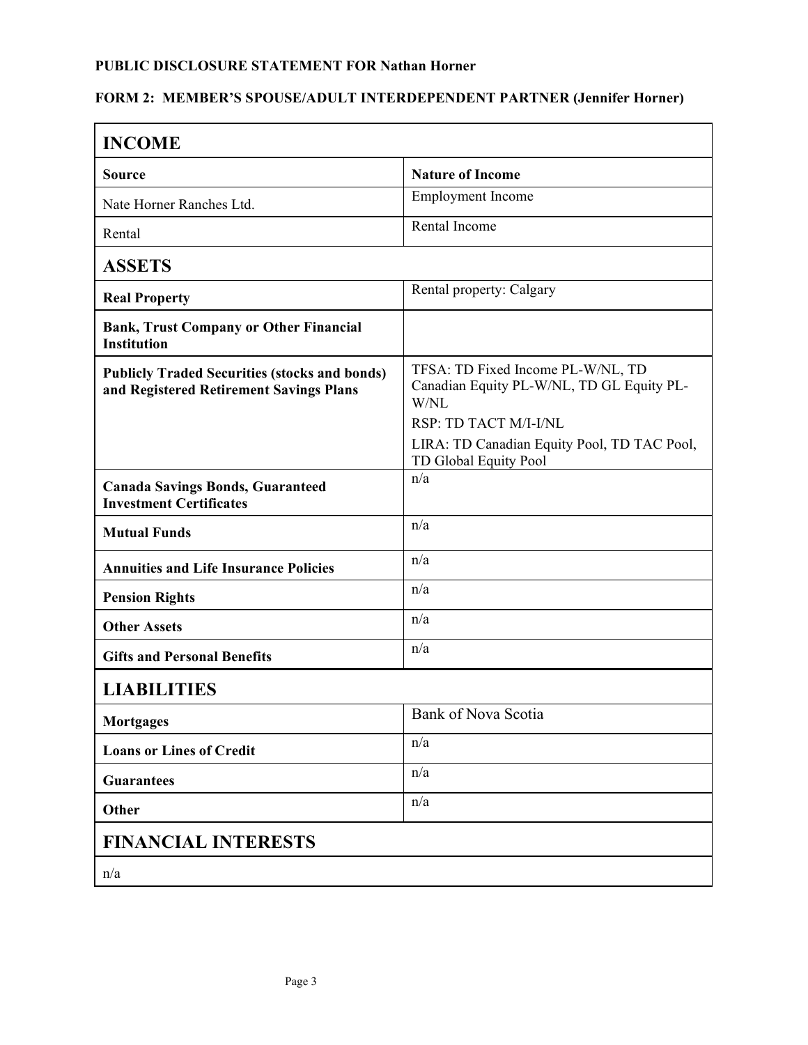**PUBLIC DISCLOSURE STATEMENT FOR Nathan Horner**

**FORM 2: MEMBER'S SPOUSE/ADULT INTERDEPENDENT PARTNER (Jennifer Horner)**

## INCOME

| Source | Nature of Income |
|---|---|
| Nate Horner Ranches Ltd. | Employment Income |
| Rental | Rental Income |

## ASSETS

| | |
|---|---|
| **Real Property** | Rental property: Calgary |
| **Bank, Trust Company or Other Financial Institution** | |
| **Publicly Traded Securities (stocks and bonds) and Registered Retirement Savings Plans** | TFSA: TD Fixed Income PL-W/NL, TD Canadian Equity PL-W/NL, TD GL Equity PL-W/NL<br>RSP: TD TACT M/I-I/NL<br>LIRA: TD Canadian Equity Pool, TD TAC Pool, TD Global Equity Pool |
| **Canada Savings Bonds, Guaranteed Investment Certificates** | n/a |
| **Mutual Funds** | n/a |
| **Annuities and Life Insurance Policies** | n/a |
| **Pension Rights** | n/a |
| **Other Assets** | n/a |
| **Gifts and Personal Benefits** | n/a |

## LIABILITIES

| | |
|---|---|
| **Mortgages** | Bank of Nova Scotia |
| **Loans or Lines of Credit** | n/a |
| **Guarantees** | n/a |
| **Other** | n/a |

## FINANCIAL INTERESTS

n/a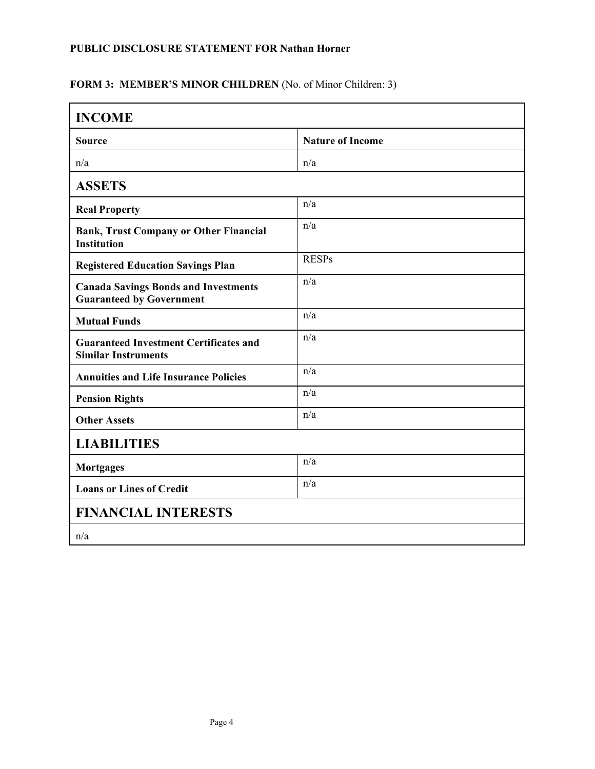**PUBLIC DISCLOSURE STATEMENT FOR Nathan Horner**

**FORM 3: MEMBER'S MINOR CHILDREN** (No. of Minor Children: 3)

| **INCOME** | |
|---|---|
| **Source** | **Nature of Income** |
| n/a | n/a |
| **ASSETS** | |
| **Real Property** | n/a |
| **Bank, Trust Company or Other Financial Institution** | n/a |
| **Registered Education Savings Plan** | RESPs |
| **Canada Savings Bonds and Investments Guaranteed by Government** | n/a |
| **Mutual Funds** | n/a |
| **Guaranteed Investment Certificates and Similar Instruments** | n/a |
| **Annuities and Life Insurance Policies** | n/a |
| **Pension Rights** | n/a |
| **Other Assets** | n/a |
| **LIABILITIES** | |
| **Mortgages** | n/a |
| **Loans or Lines of Credit** | n/a |
| **FINANCIAL INTERESTS** | |
| n/a | |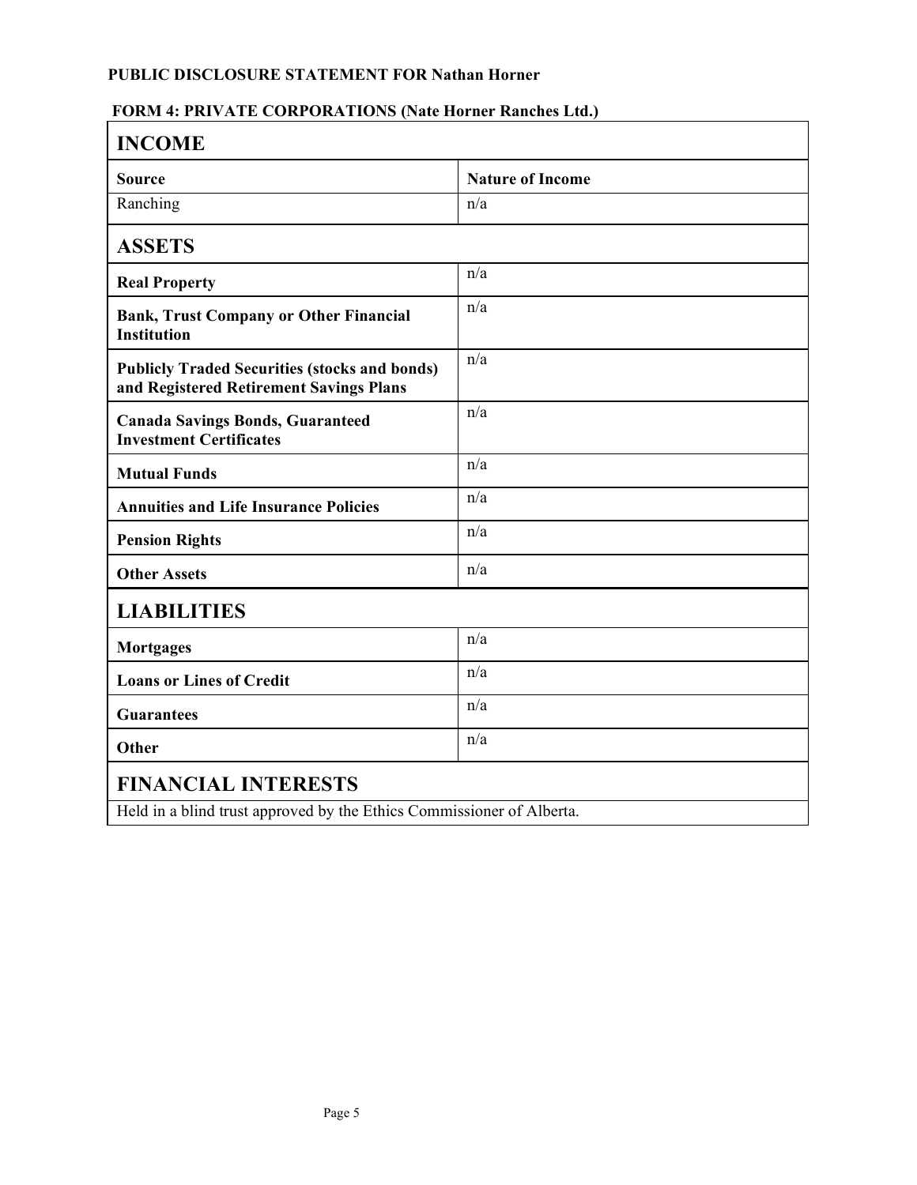**PUBLIC DISCLOSURE STATEMENT FOR Nathan Horner**

**FORM 4: PRIVATE CORPORATIONS (Nate Horner Ranches Ltd.)**

## INCOME

| Source | Nature of Income |
|---|---|
| Ranching | n/a |

## ASSETS

| | |
|---|---|
| **Real Property** | n/a |
| **Bank, Trust Company or Other Financial Institution** | n/a |
| **Publicly Traded Securities (stocks and bonds) and Registered Retirement Savings Plans** | n/a |
| **Canada Savings Bonds, Guaranteed Investment Certificates** | n/a |
| **Mutual Funds** | n/a |
| **Annuities and Life Insurance Policies** | n/a |
| **Pension Rights** | n/a |
| **Other Assets** | n/a |

## LIABILITIES

| | |
|---|---|
| **Mortgages** | n/a |
| **Loans or Lines of Credit** | n/a |
| **Guarantees** | n/a |
| **Other** | n/a |

## FINANCIAL INTERESTS

Held in a blind trust approved by the Ethics Commissioner of Alberta.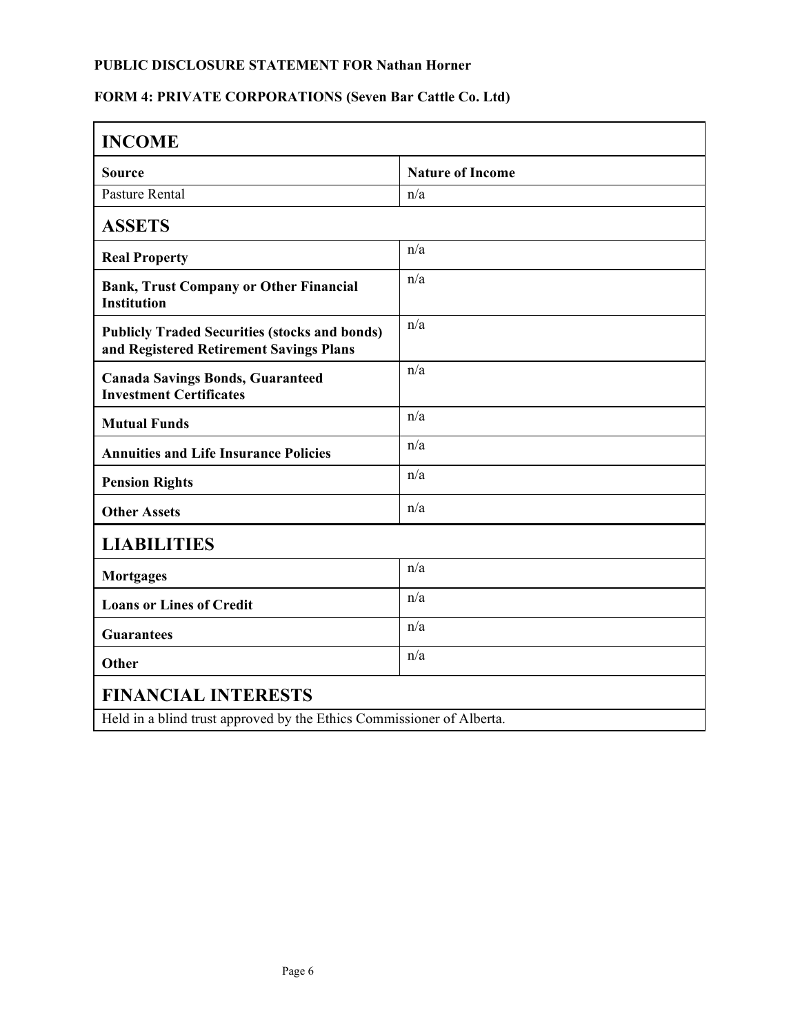**PUBLIC DISCLOSURE STATEMENT FOR Nathan Horner**

**FORM 4: PRIVATE CORPORATIONS (Seven Bar Cattle Co. Ltd)**

## INCOME

| Source | Nature of Income |
|---|---|
| Pasture Rental | n/a |

## ASSETS

| | |
|---|---|
| **Real Property** | n/a |
| **Bank, Trust Company or Other Financial Institution** | n/a |
| **Publicly Traded Securities (stocks and bonds) and Registered Retirement Savings Plans** | n/a |
| **Canada Savings Bonds, Guaranteed Investment Certificates** | n/a |
| **Mutual Funds** | n/a |
| **Annuities and Life Insurance Policies** | n/a |
| **Pension Rights** | n/a |
| **Other Assets** | n/a |

## LIABILITIES

| | |
|---|---|
| **Mortgages** | n/a |
| **Loans or Lines of Credit** | n/a |
| **Guarantees** | n/a |
| **Other** | n/a |

## FINANCIAL INTERESTS

Held in a blind trust approved by the Ethics Commissioner of Alberta.